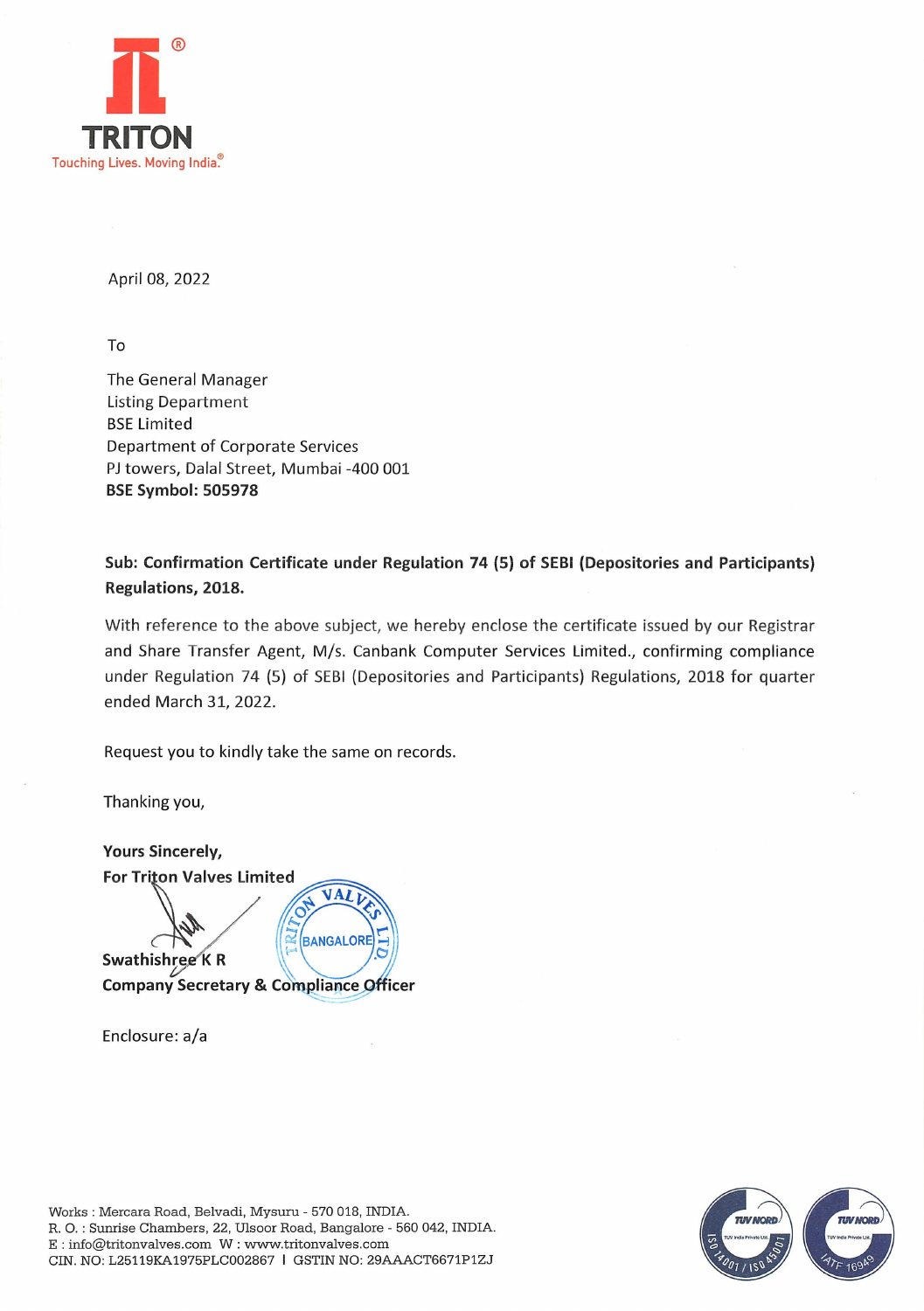**TRITON**

Touching Lives. Moving India.®

April 08, 2022

To

The General Manager
Listing Department
BSE Limited
Department of Corporate Services
PJ towers, Dalal Street, Mumbai -400 001
**BSE Symbol: 505978**

**Sub: Confirmation Certificate under Regulation 74 (5) of SEBI (Depositories and Participants) Regulations, 2018.**

With reference to the above subject, we hereby enclose the certificate issued by our Registrar and Share Transfer Agent, M/s. Canbank Computer Services Limited., confirming compliance under Regulation 74 (5) of SEBI (Depositories and Participants) Regulations, 2018 for quarter ended March 31, 2022.

Request you to kindly take the same on records.

Thanking you,

**Yours Sincerely,**
**For Triton Valves Limited**

**Swathishree K R**
**Company Secretary & Compliance Officer**

Enclosure: a/a

Works : Mercara Road, Belvadi, Mysuru - 570 018, INDIA.
R. O. : Sunrise Chambers, 22, Ulsoor Road, Bangalore - 560 042, INDIA.
E : info@tritonvalves.com W : www.tritonvalves.com
CIN. NO: L25119KA1975PLC002867 I GSTIN NO: 29AAACT6671P1ZJ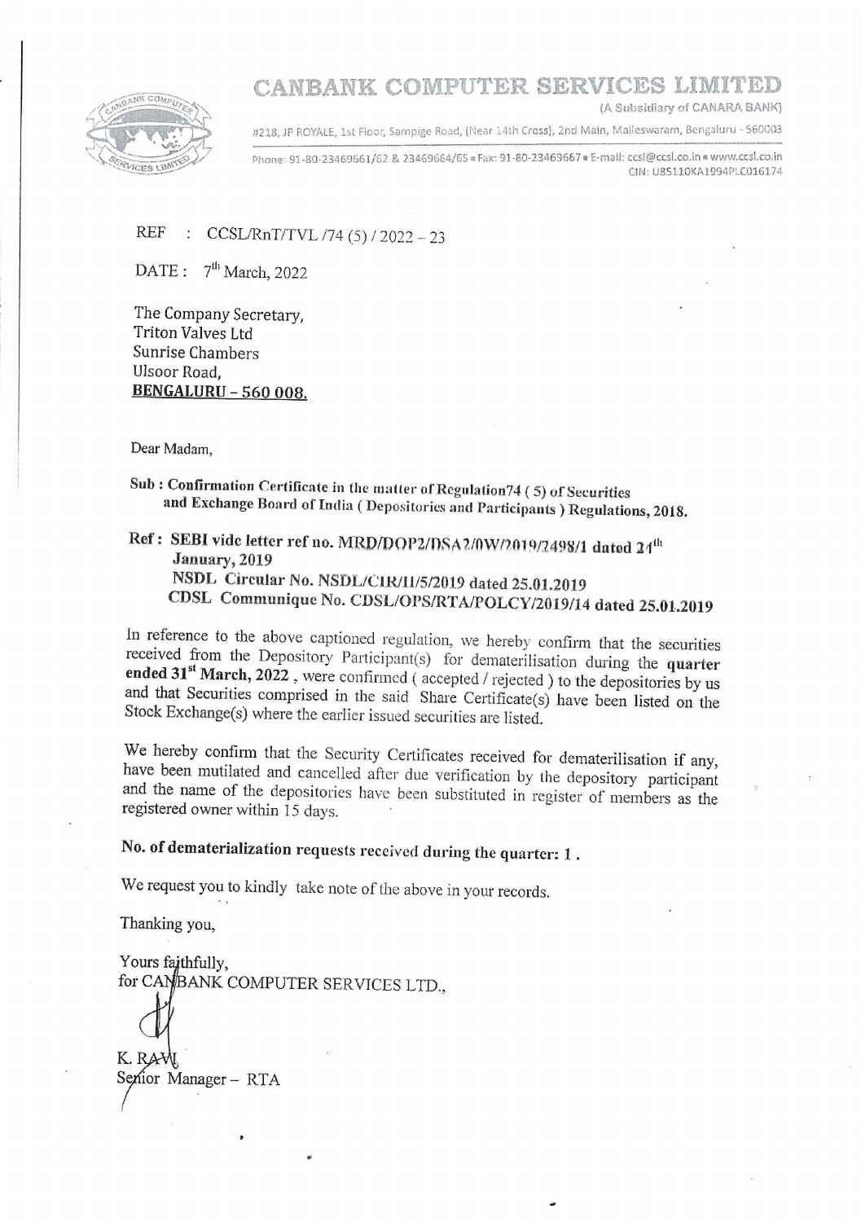# CANBANK COMPUTER SERVICES LIMITED

(A Subsidiary of CANARA BANK)

#218, JP ROYALE, 1st Floor, Sampige Road, (Near 14th Cross), 2nd Main, Malleswaram, Bengaluru - 560003

Phone: 91-80-23469661/62 & 23469664/65 ■ Fax: 91-80-23469667 ■ E-mail: ccsl@ccsl.co.in ■ www.ccsl.co.in
CIN: U85110KA1994PLC016174

REF : CCSL/RnT/TVL /74 (5) / 2022 – 23

DATE : 7th March, 2022

The Company Secretary,
Triton Valves Ltd
Sunrise Chambers
Ulsoor Road,
**BENGALURU – 560 008.**

Dear Madam,

**Sub : Confirmation Certificate in the matter of Regulation74 ( 5) of Securities and Exchange Board of India ( Depositories and Participants ) Regulations, 2018.**

**Ref : SEBI vide letter ref no. MRD/DOP2/DSA2/OW/2019/2498/1 dated 24th January, 2019**
**NSDL Circular No. NSDL/CIR/II/5/2019 dated 25.01.2019**
**CDSL Communique No. CDSL/OPS/RTA/POLCY/2019/14 dated 25.01.2019**

In reference to the above captioned regulation, we hereby confirm that the securities received from the Depository Participant(s) for dematerilisation during the **quarter ended 31st March, 2022** , were confirmed ( accepted / rejected ) to the depositories by us and that Securities comprised in the said Share Certificate(s) have been listed on the Stock Exchange(s) where the earlier issued securities are listed.

We hereby confirm that the Security Certificates received for dematerilisation if any, have been mutilated and cancelled after due verification by the depository participant and the name of the depositories have been substituted in register of members as the registered owner within 15 days.

**No. of dematerialization requests received during the quarter: 1 .**

We request you to kindly take note of the above in your records.

Thanking you,

Yours faithfully,
for CANBANK COMPUTER SERVICES LTD.,

K. RAVI
Senior Manager – RTA